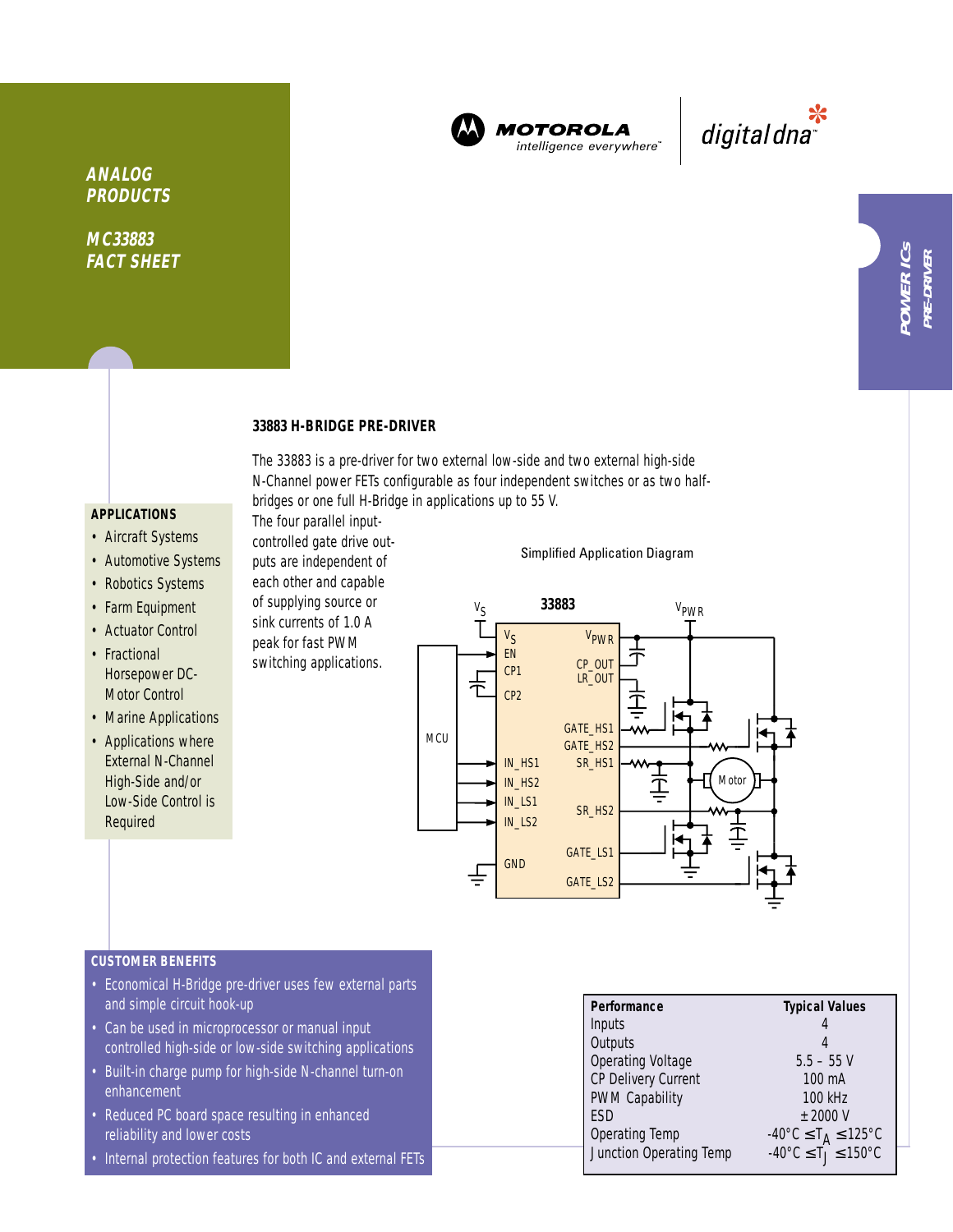ANALOG PRODUCTS

MC33883 FACT SHEET

POWER ICs PRE-DRIVER

## 33883 H-BRIDGE PRE-DRIVER

The 33883 is a pre-driver for two external low-side and two external high-side N-Channel power FETs configurable as four independent switches or as two half-bridges or one full H-Bridge in applications up to 55 V. The four parallel input-controlled gate drive outputs are independent of each other and capable of supplying source or sink currents of 1.0 A peak for fast PWM switching applications.

### APPLICATIONS

- Aircraft Systems
- Automotive Systems
- Robotics Systems
- Farm Equipment
- Actuator Control
- Fractional Horsepower DC-Motor Control
- Marine Applications
- Applications where External N-Channel High-Side and/or Low-Side Control is Required

Simplified Application Diagram

### CUSTOMER BENEFITS

- Economical H-Bridge pre-driver uses few external parts and simple circuit hook-up
- Can be used in microprocessor or manual input controlled high-side or low-side switching applications
- Built-in charge pump for high-side N-channel turn-on enhancement
- Reduced PC board space resulting in enhanced reliability and lower costs
- Internal protection features for both IC and external FETs

| Performance | Typical Values |
|---|---|
| Inputs | 4 |
| Outputs | 4 |
| Operating Voltage | 5.5 – 55 V |
| CP Delivery Current | 100 mA |
| PWM Capability | 100 kHz |
| ESD | ±2000 V |
| Operating Temp | -40°C ≤ $T_A$ ≤ 125°C |
| Junction Operating Temp | -40°C ≤ $T_J$ ≤ 150°C |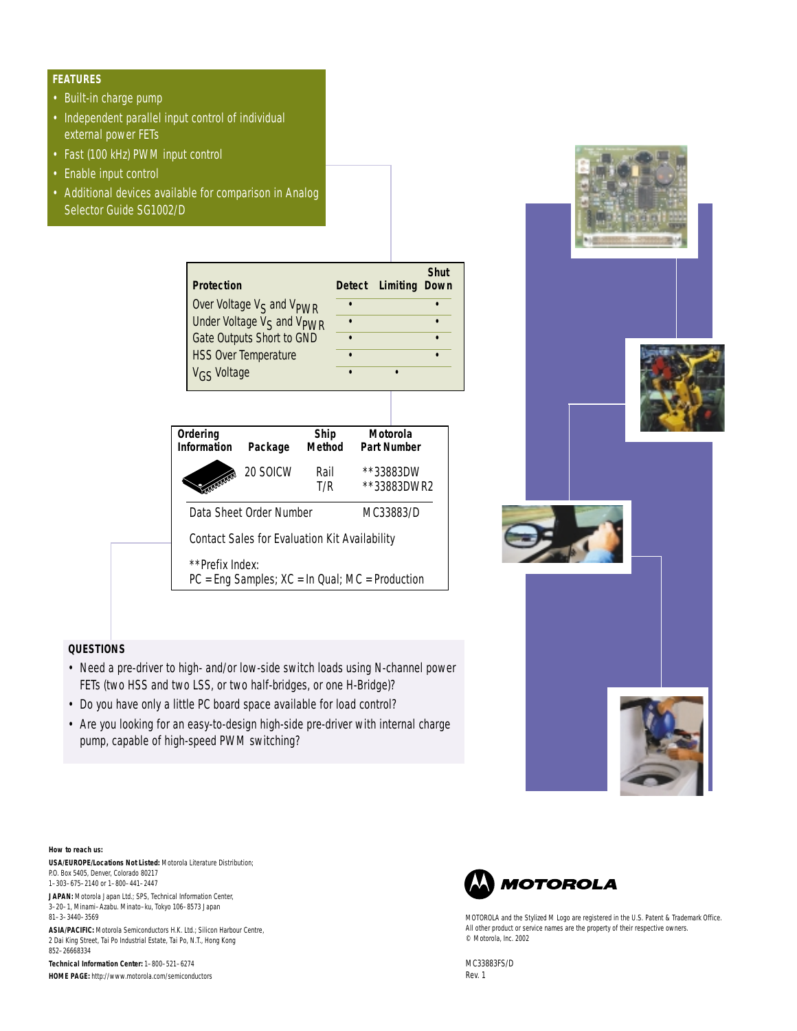## FEATURES

- Built-in charge pump
- Independent parallel input control of individual external power FETs
- Fast (100 kHz) PWM input control
- Enable input control
- Additional devices available for comparison in Analog Selector Guide SG1002/D

| Protection | Detect | Limiting | Shut Down |
|---|---|---|---|
| Over Voltage $V_S$ and $V_{PWR}$ | • | | • |
| Under Voltage $V_S$ and $V_{PWR}$ | • | | • |
| Gate Outputs Short to GND | • | | • |
| HSS Over Temperature | • | | • |
| $V_{GS}$ Voltage | • | • | |

| Ordering Information | Package | Ship Method | Motorola Part Number |
|---|---|---|---|
| | 20 SOICW | Rail | **33883DW |
| | | T/R | **33883DWR2 |
| Data Sheet Order Number | | | MC33883/D |
| Contact Sales for Evaluation Kit Availability | | | |
| **Prefix Index: PC = Eng Samples; XC = In Qual; MC = Production | | | |

## QUESTIONS

- Need a pre-driver to high- and/or low-side switch loads using N-channel power FETs (two HSS and two LSS, or two half-bridges, or one H-Bridge)?
- Do you have only a little PC board space available for load control?
- Are you looking for an easy-to-design high-side pre-driver with internal charge pump, capable of high-speed PWM switching?

**How to reach us:**

**USA/EUROPE/Locations Not Listed:** Motorola Literature Distribution; P.O. Box 5405, Denver, Colorado 80217
1–303–675–2140 or 1–800–441–2447

**JAPAN:** Motorola Japan Ltd.; SPS, Technical Information Center, 3–20–1, Minami–Azabu. Minato–ku, Tokyo 106–8573 Japan
81–3–3440–3569

**ASIA/PACIFIC:** Motorola Semiconductors H.K. Ltd.; Silicon Harbour Centre, 2 Dai King Street, Tai Po Industrial Estate, Tai Po, N.T., Hong Kong
852–26668334

**Technical Information Center:** 1–800–521–6274

**HOME PAGE:** http://www.motorola.com/semiconductors

MOTOROLA

MOTOROLA and the Stylized M Logo are registered in the U.S. Patent & Trademark Office. All other product or service names are the property of their respective owners.
© Motorola, Inc. 2002

MC33883FS/D
Rev. 1